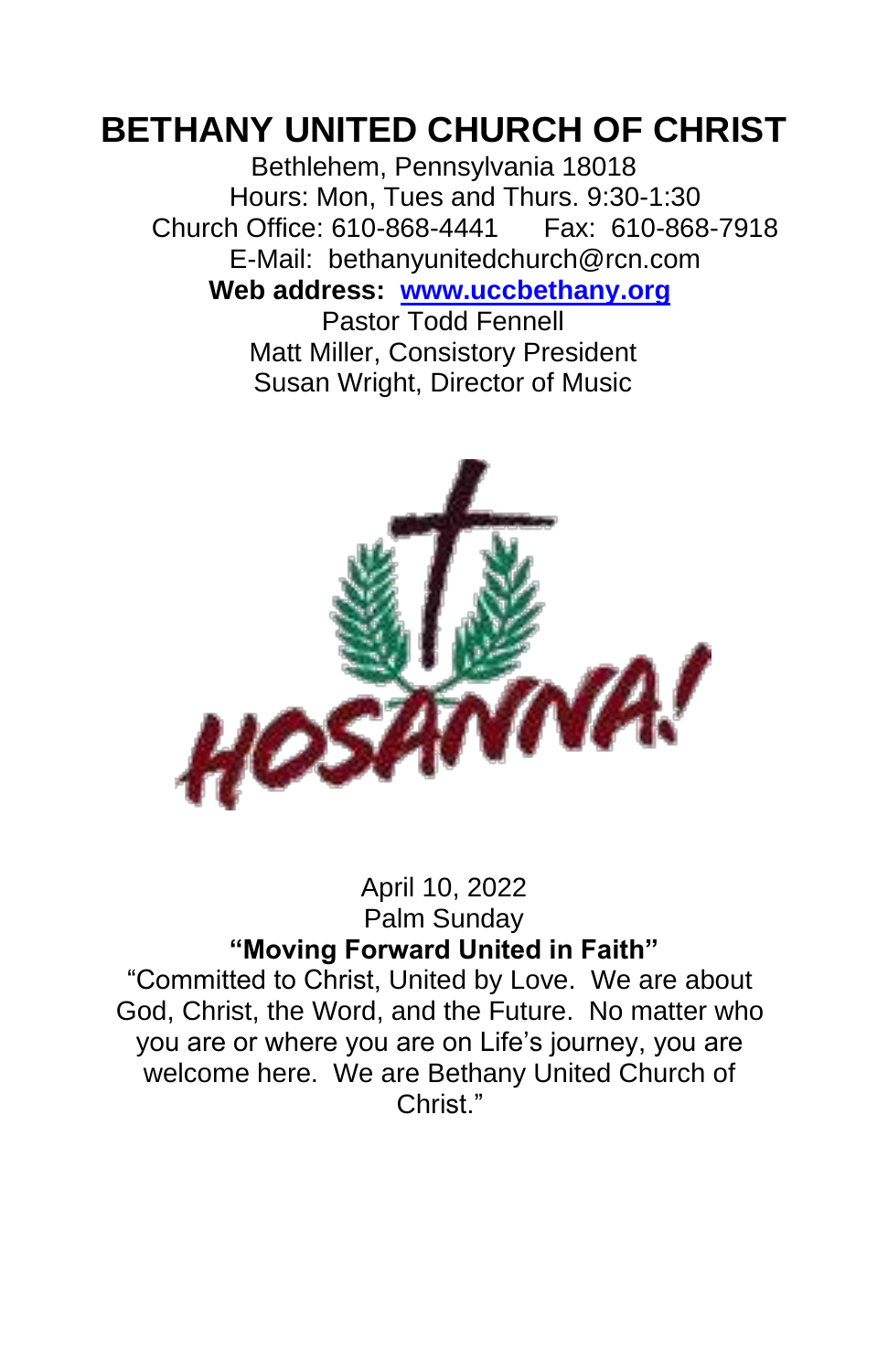# BETHANY UNITED CHURCH OF CHRIST

Bethlehem, Pennsylvania 18018
Hours: Mon, Tues and Thurs. 9:30-1:30
Church Office: 610-868-4441 Fax: 610-868-7918
E-Mail: bethanyunitedchurch@rcn.com
**Web address: [www.uccbethany.org](http://www.uccbethany.org)**
Pastor Todd Fennell
Matt Miller, Consistory President
Susan Wright, Director of Music

HOSANNA!

April 10, 2022
Palm Sunday

**"Moving Forward United in Faith"**

"Committed to Christ, United by Love. We are about God, Christ, the Word, and the Future. No matter who you are or where you are on Life's journey, you are welcome here. We are Bethany United Church of Christ."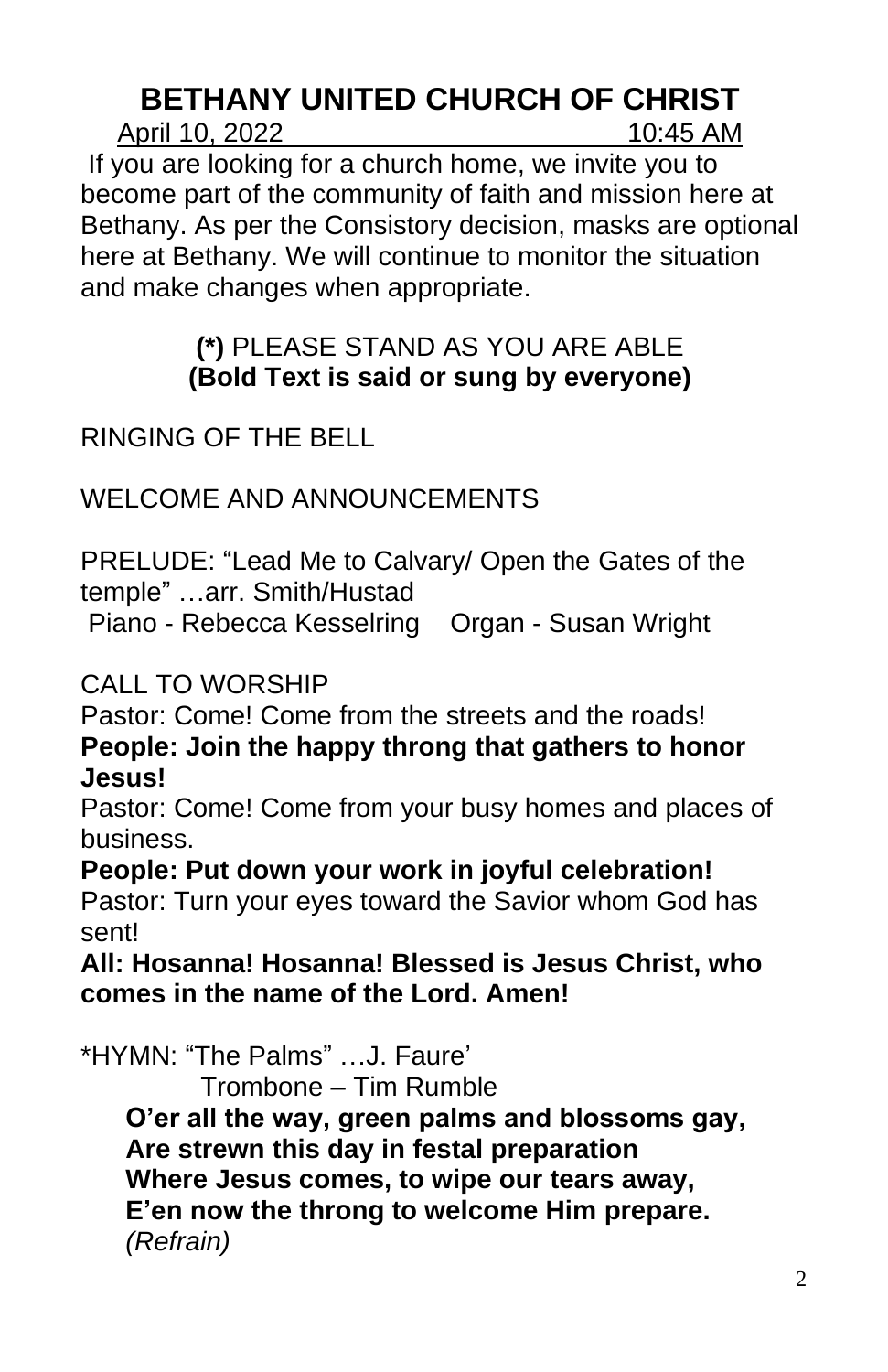# BETHANY UNITED CHURCH OF CHRIST

April 10, 2022 10:45 AM

If you are looking for a church home, we invite you to become part of the community of faith and mission here at Bethany. As per the Consistory decision, masks are optional here at Bethany. We will continue to monitor the situation and make changes when appropriate.

**(*)** PLEASE STAND AS YOU ARE ABLE
**(Bold Text is said or sung by everyone)**

RINGING OF THE BELL

WELCOME AND ANNOUNCEMENTS

PRELUDE: "Lead Me to Calvary/ Open the Gates of the temple" …arr. Smith/Hustad
Piano - Rebecca Kesselring Organ - Susan Wright

CALL TO WORSHIP
Pastor: Come! Come from the streets and the roads!
**People: Join the happy throng that gathers to honor Jesus!**
Pastor: Come! Come from your busy homes and places of business.
**People: Put down your work in joyful celebration!**
Pastor: Turn your eyes toward the Savior whom God has sent!
**All: Hosanna! Hosanna! Blessed is Jesus Christ, who comes in the name of the Lord. Amen!**

*HYMN: "The Palms" …J. Faure'
Trombone – Tim Rumble

**O'er all the way, green palms and blossoms gay,**
**Are strewn this day in festal preparation**
**Where Jesus comes, to wipe our tears away,**
**E'en now the throng to welcome Him prepare.**
*(Refrain)*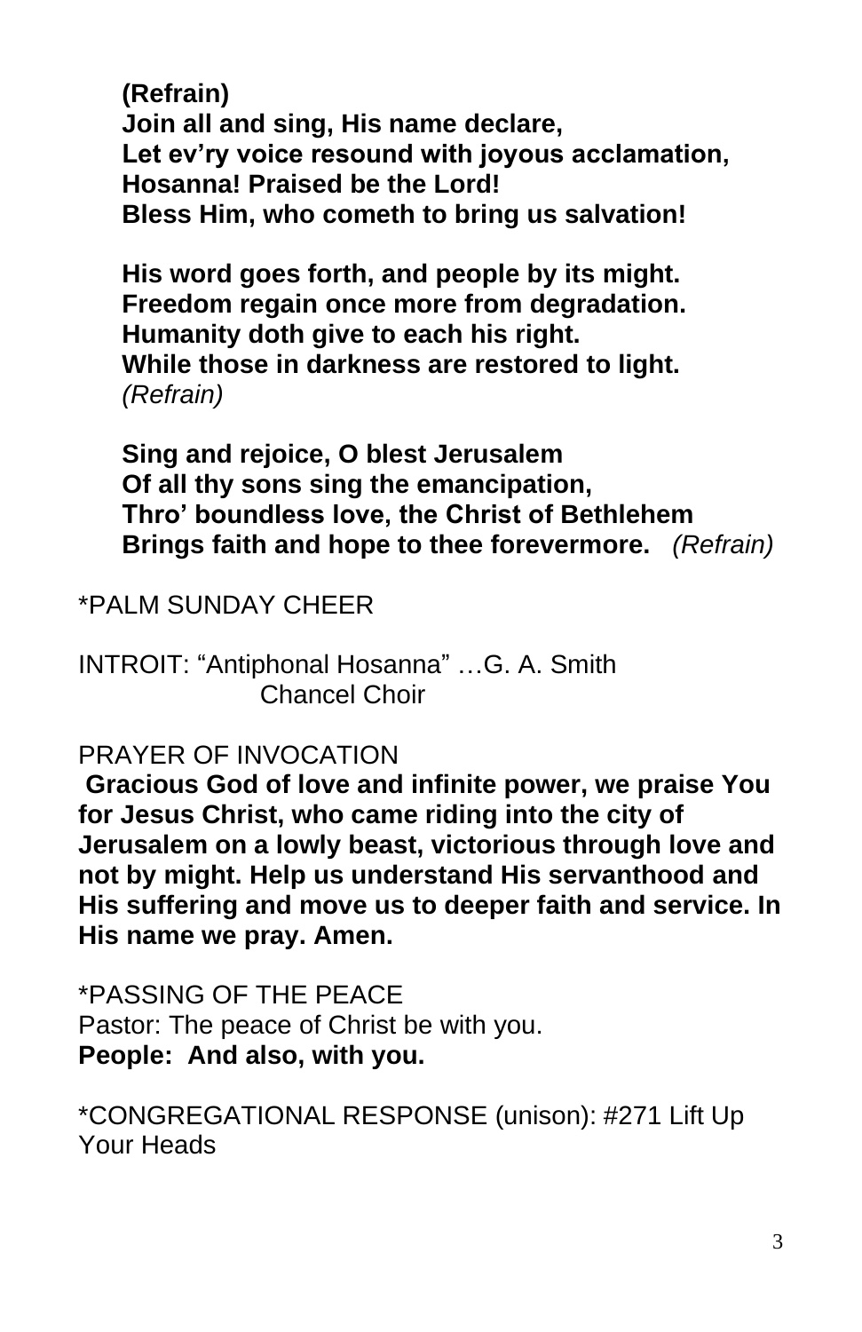**(Refrain)**
**Join all and sing, His name declare,**
**Let ev'ry voice resound with joyous acclamation,**
**Hosanna! Praised be the Lord!**
**Bless Him, who cometh to bring us salvation!**

**His word goes forth, and people by its might.**
**Freedom regain once more from degradation.**
**Humanity doth give to each his right.**
**While those in darkness are restored to light.**
*(Refrain)*

**Sing and rejoice, O blest Jerusalem**
**Of all thy sons sing the emancipation,**
**Thro' boundless love, the Christ of Bethlehem**
**Brings faith and hope to thee forevermore.** *(Refrain)*

*PALM SUNDAY CHEER

INTROIT: "Antiphonal Hosanna" …G. A. Smith
Chancel Choir

PRAYER OF INVOCATION
**Gracious God of love and infinite power, we praise You for Jesus Christ, who came riding into the city of Jerusalem on a lowly beast, victorious through love and not by might. Help us understand His servanthood and His suffering and move us to deeper faith and service. In His name we pray. Amen.**

*PASSING OF THE PEACE
Pastor: The peace of Christ be with you.
**People: And also, with you.**

*CONGREGATIONAL RESPONSE (unison): #271 Lift Up Your Heads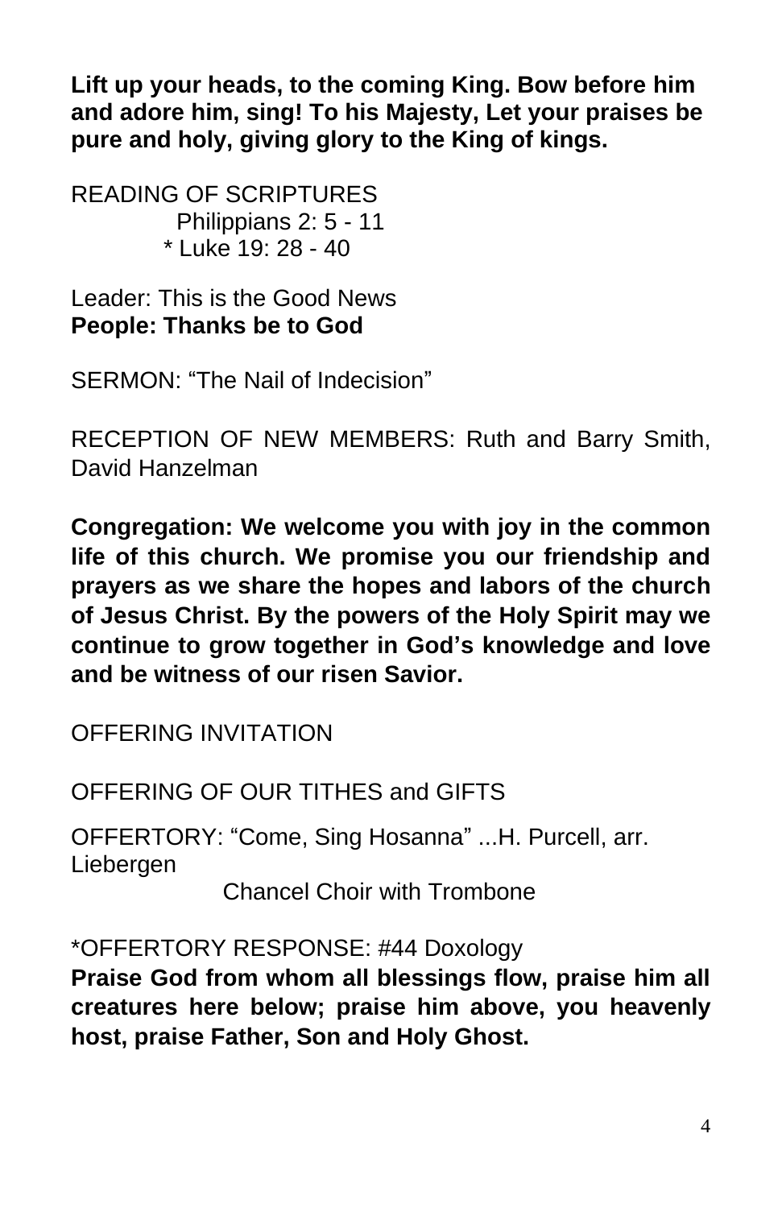**Lift up your heads, to the coming King. Bow before him and adore him, sing! To his Majesty, Let your praises be pure and holy, giving glory to the King of kings.**

READING OF SCRIPTURES
Philippians 2: 5 - 11
* Luke 19: 28 - 40

Leader: This is the Good News
**People: Thanks be to God**

SERMON: “The Nail of Indecision”

RECEPTION OF NEW MEMBERS: Ruth and Barry Smith, David Hanzelman

**Congregation: We welcome you with joy in the common life of this church. We promise you our friendship and prayers as we share the hopes and labors of the church of Jesus Christ. By the powers of the Holy Spirit may we continue to grow together in God’s knowledge and love and be witness of our risen Savior.**

OFFERING INVITATION

OFFERING OF OUR TITHES and GIFTS

OFFERTORY: “Come, Sing Hosanna” ...H. Purcell, arr. Liebergen
Chancel Choir with Trombone

*OFFERTORY RESPONSE: #44 Doxology
**Praise God from whom all blessings flow, praise him all creatures here below; praise him above, you heavenly host, praise Father, Son and Holy Ghost.**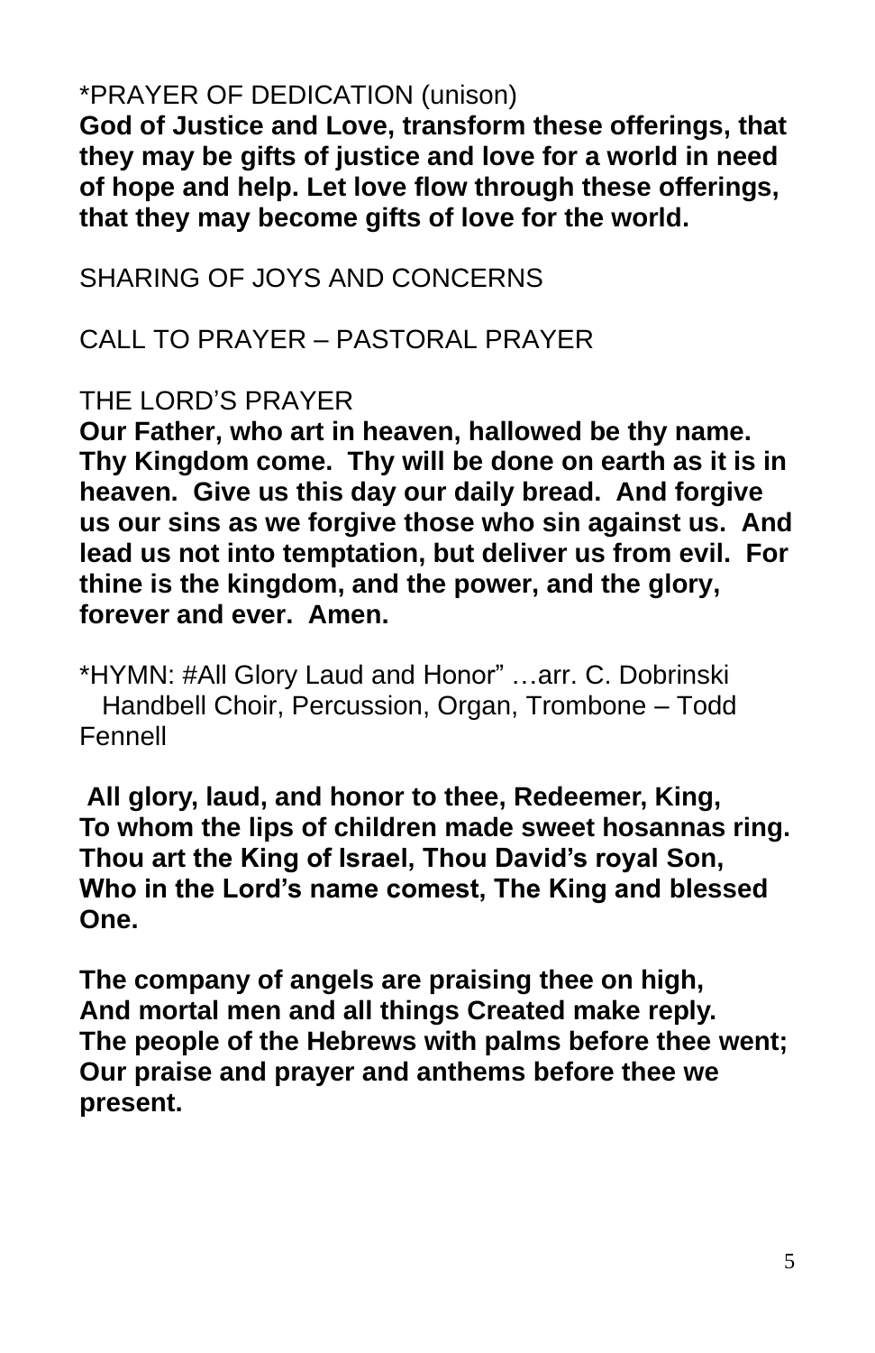\*PRAYER OF DEDICATION (unison)

**God of Justice and Love, transform these offerings, that they may be gifts of justice and love for a world in need of hope and help. Let love flow through these offerings, that they may become gifts of love for the world.**

SHARING OF JOYS AND CONCERNS

CALL TO PRAYER – PASTORAL PRAYER

THE LORD'S PRAYER

**Our Father, who art in heaven, hallowed be thy name. Thy Kingdom come. Thy will be done on earth as it is in heaven. Give us this day our daily bread. And forgive us our sins as we forgive those who sin against us. And lead us not into temptation, but deliver us from evil. For thine is the kingdom, and the power, and the glory, forever and ever. Amen.**

\*HYMN: #All Glory Laud and Honor" …arr. C. Dobrinski
Handbell Choir, Percussion, Organ, Trombone – Todd Fennell

**All glory, laud, and honor to thee, Redeemer, King,
To whom the lips of children made sweet hosannas ring.
Thou art the King of Israel, Thou David's royal Son,
Who in the Lord's name comest, The King and blessed One.**

**The company of angels are praising thee on high,
And mortal men and all things Created make reply.
The people of the Hebrews with palms before thee went;
Our praise and prayer and anthems before thee we present.**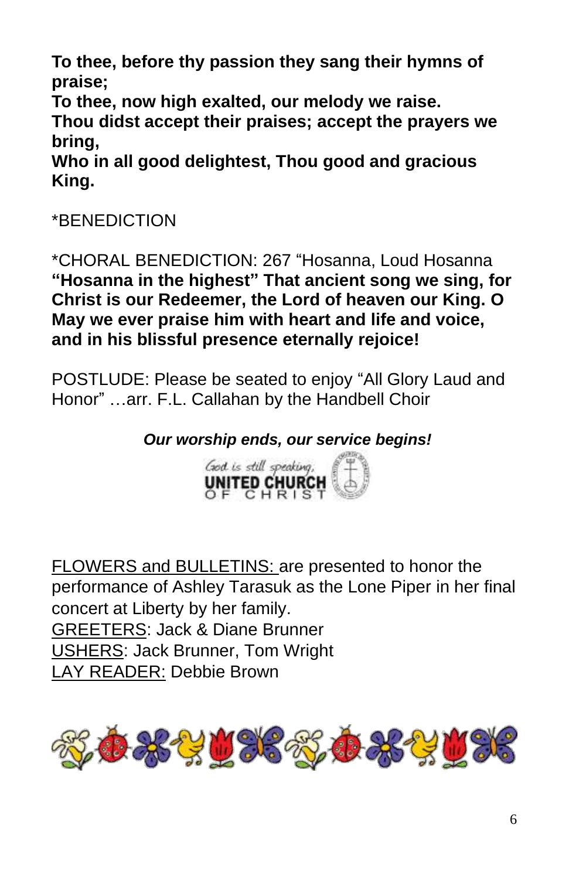**To thee, before thy passion they sang their hymns of praise;**
**To thee, now high exalted, our melody we raise.**
**Thou didst accept their praises; accept the prayers we bring,**
**Who in all good delightest, Thou good and gracious King.**

*BENEDICTION

*CHORAL BENEDICTION: 267 "Hosanna, Loud Hosanna
**"Hosanna in the highest" That ancient song we sing, for Christ is our Redeemer, the Lord of heaven our King. O May we ever praise him with heart and life and voice, and in his blissful presence eternally rejoice!**

POSTLUDE: Please be seated to enjoy "All Glory Laud and Honor" …arr. F.L. Callahan by the Handbell Choir

***Our worship ends, our service begins!***

God is still speaking,
UNITED CHURCH OF CHRIST

FLOWERS and BULLETINS: are presented to honor the performance of Ashley Tarasuk as the Lone Piper in her final concert at Liberty by her family.
GREETERS: Jack & Diane Brunner
USHERS: Jack Brunner, Tom Wright
LAY READER: Debbie Brown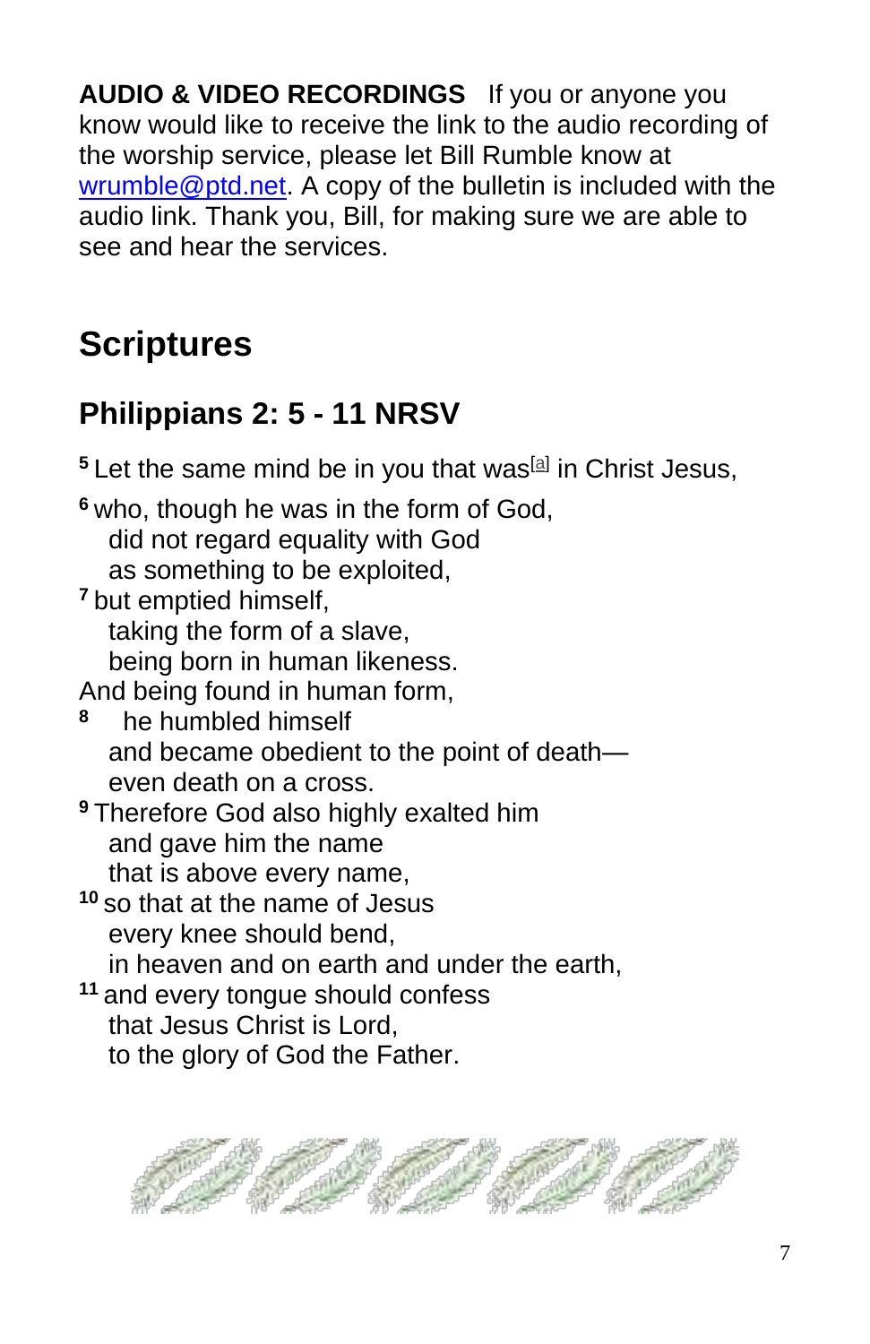**AUDIO & VIDEO RECORDINGS** If you or anyone you know would like to receive the link to the audio recording of the worship service, please let Bill Rumble know at wrumble@ptd.net. A copy of the bulletin is included with the audio link. Thank you, Bill, for making sure we are able to see and hear the services.

# Scriptures

## Philippians 2: 5 - 11 NRSV

5 Let the same mind be in you that was[a] in Christ Jesus,

6 who, though he was in the form of God,
did not regard equality with God
as something to be exploited,
7 but emptied himself,
taking the form of a slave,
being born in human likeness.
And being found in human form,
8 he humbled himself
and became obedient to the point of death—
even death on a cross.
9 Therefore God also highly exalted him
and gave him the name
that is above every name,
10 so that at the name of Jesus
every knee should bend,
in heaven and on earth and under the earth,
11 and every tongue should confess
that Jesus Christ is Lord,
to the glory of God the Father.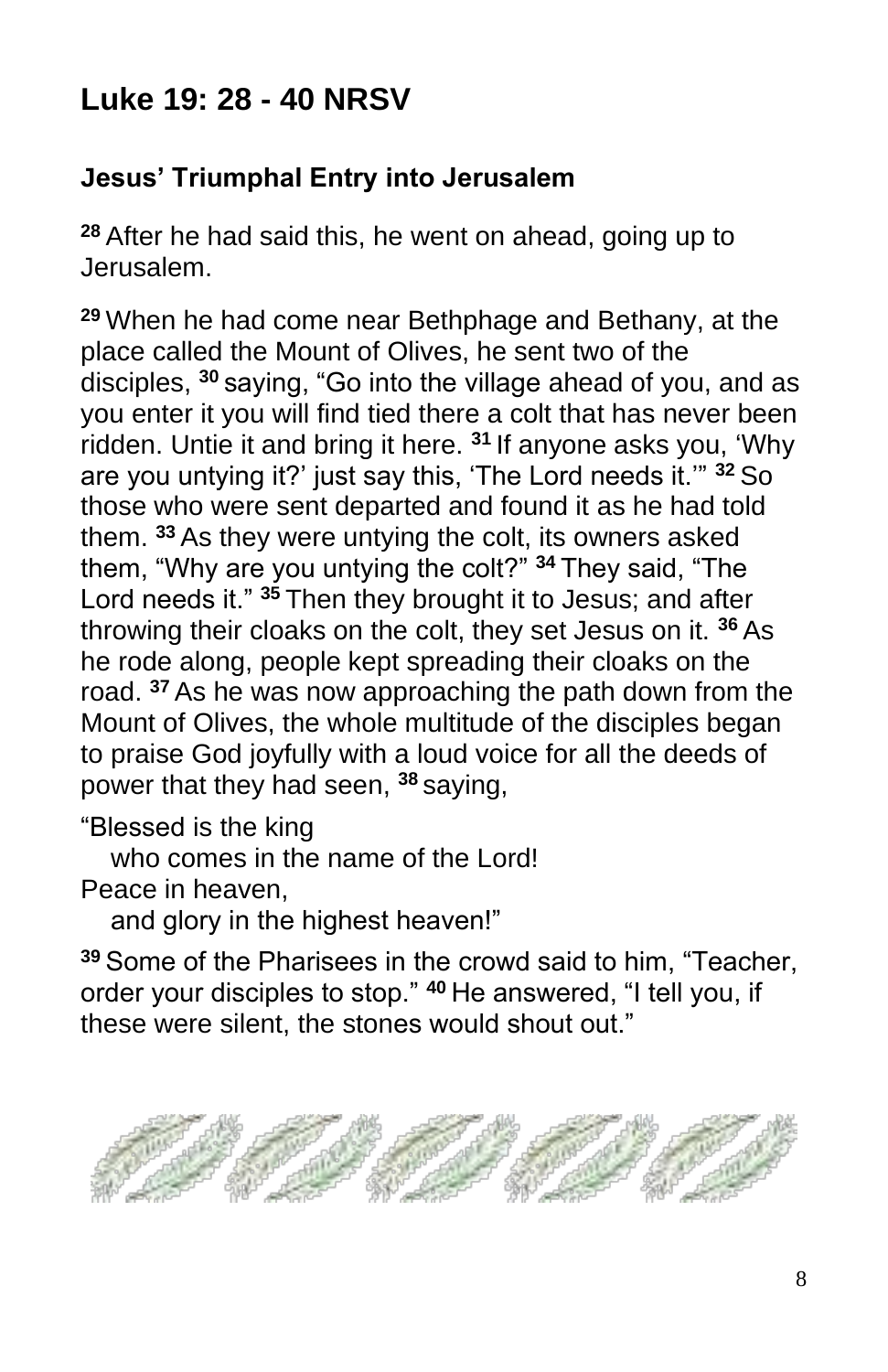# Luke 19: 28 - 40 NRSV

## Jesus' Triumphal Entry into Jerusalem

[28] After he had said this, he went on ahead, going up to Jerusalem.

[29] When he had come near Bethphage and Bethany, at the place called the Mount of Olives, he sent two of the disciples, [30] saying, "Go into the village ahead of you, and as you enter it you will find tied there a colt that has never been ridden. Untie it and bring it here. [31] If anyone asks you, 'Why are you untying it?' just say this, 'The Lord needs it.'" [32] So those who were sent departed and found it as he had told them. [33] As they were untying the colt, its owners asked them, "Why are you untying the colt?" [34] They said, "The Lord needs it." [35] Then they brought it to Jesus; and after throwing their cloaks on the colt, they set Jesus on it. [36] As he rode along, people kept spreading their cloaks on the road. [37] As he was now approaching the path down from the Mount of Olives, the whole multitude of the disciples began to praise God joyfully with a loud voice for all the deeds of power that they had seen, [38] saying,

"Blessed is the king
   who comes in the name of the Lord!
Peace in heaven,
   and glory in the highest heaven!"

[39] Some of the Pharisees in the crowd said to him, "Teacher, order your disciples to stop." [40] He answered, "I tell you, if these were silent, the stones would shout out."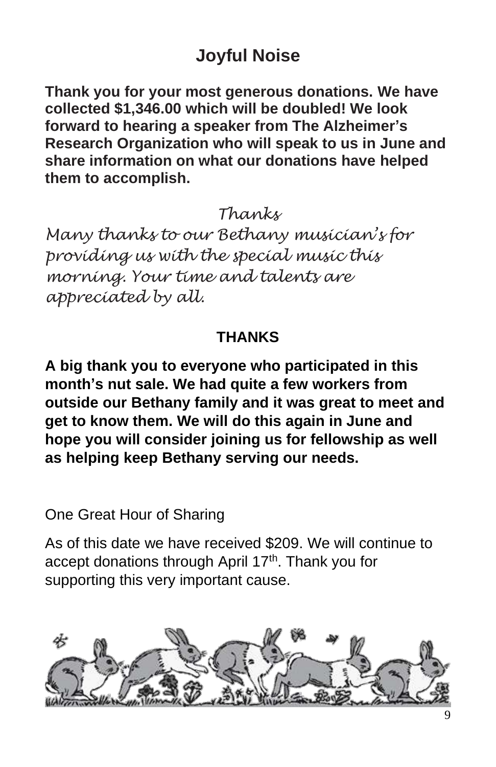## Joyful Noise

**Thank you for your most generous donations. We have collected $1,346.00 which will be doubled! We look forward to hearing a speaker from The Alzheimer's Research Organization who will speak to us in June and share information on what our donations have helped them to accomplish.**

*Thanks*

*Many thanks to our Bethany musician's for providing us with the special music this morning. Your time and talents are appreciated by all.*

**THANKS**

**A big thank you to everyone who participated in this month's nut sale. We had quite a few workers from outside our Bethany family and it was great to meet and get to know them. We will do this again in June and hope you will consider joining us for fellowship as well as helping keep Bethany serving our needs.**

One Great Hour of Sharing

As of this date we have received $209. We will continue to accept donations through April 17th. Thank you for supporting this very important cause.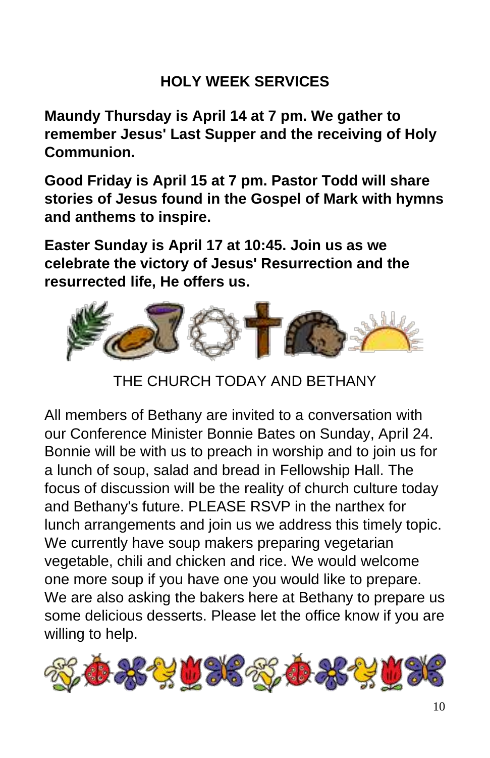## HOLY WEEK SERVICES

**Maundy Thursday is April 14 at 7 pm. We gather to remember Jesus' Last Supper and the receiving of Holy Communion.**

**Good Friday is April 15 at 7 pm. Pastor Todd will share stories of Jesus found in the Gospel of Mark with hymns and anthems to inspire.**

**Easter Sunday is April 17 at 10:45. Join us as we celebrate the victory of Jesus' Resurrection and the resurrected life, He offers us.**

## THE CHURCH TODAY AND BETHANY

All members of Bethany are invited to a conversation with our Conference Minister Bonnie Bates on Sunday, April 24. Bonnie will be with us to preach in worship and to join us for a lunch of soup, salad and bread in Fellowship Hall. The focus of discussion will be the reality of church culture today and Bethany's future. PLEASE RSVP in the narthex for lunch arrangements and join us we address this timely topic. We currently have soup makers preparing vegetarian vegetable, chili and chicken and rice. We would welcome one more soup if you have one you would like to prepare. We are also asking the bakers here at Bethany to prepare us some delicious desserts. Please let the office know if you are willing to help.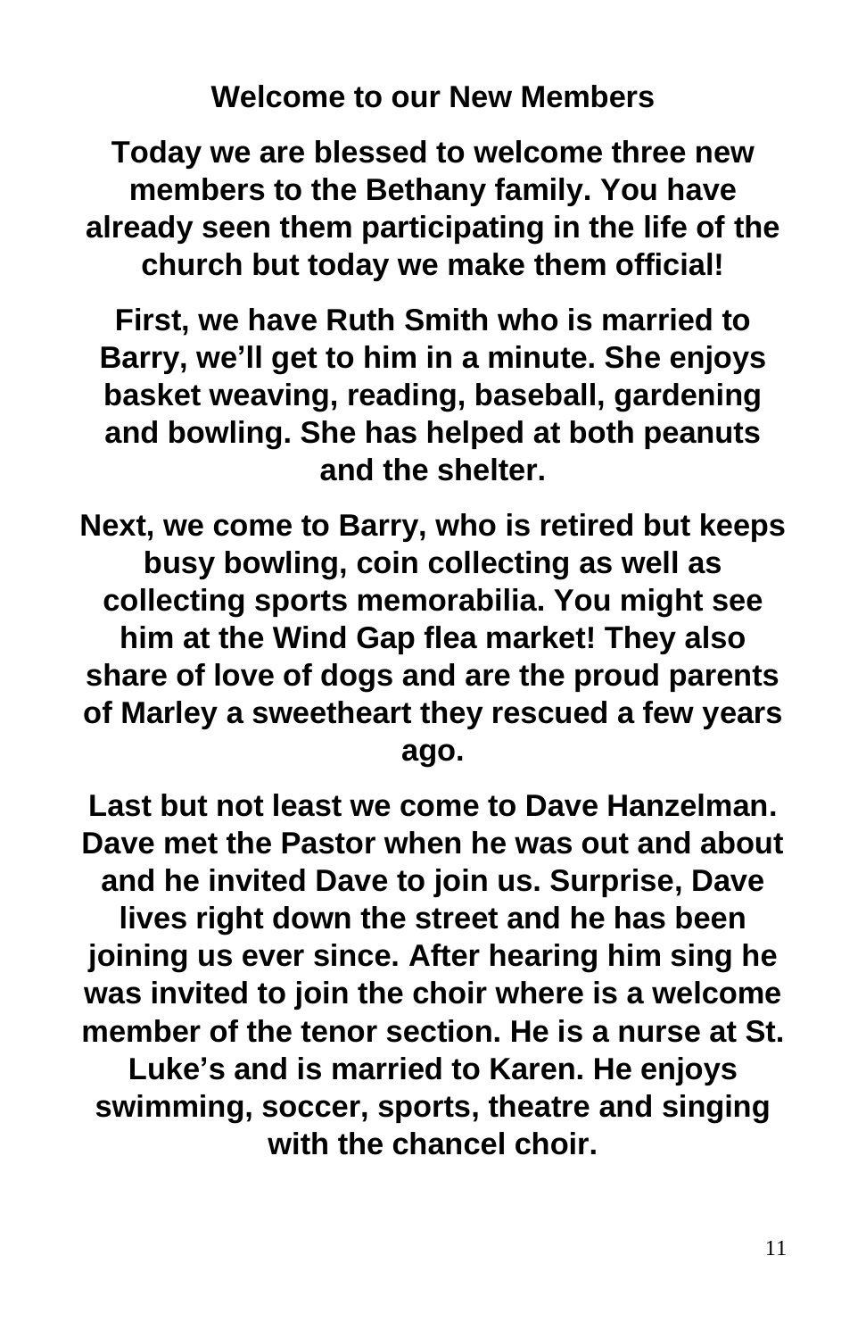## Welcome to our New Members

**Today we are blessed to welcome three new members to the Bethany family. You have already seen them participating in the life of the church but today we make them official!**

**First, we have Ruth Smith who is married to Barry, we'll get to him in a minute. She enjoys basket weaving, reading, baseball, gardening and bowling. She has helped at both peanuts and the shelter.**

**Next, we come to Barry, who is retired but keeps busy bowling, coin collecting as well as collecting sports memorabilia. You might see him at the Wind Gap flea market! They also share of love of dogs and are the proud parents of Marley a sweetheart they rescued a few years ago.**

**Last but not least we come to Dave Hanzelman. Dave met the Pastor when he was out and about and he invited Dave to join us. Surprise, Dave lives right down the street and he has been joining us ever since. After hearing him sing he was invited to join the choir where is a welcome member of the tenor section. He is a nurse at St. Luke's and is married to Karen. He enjoys swimming, soccer, sports, theatre and singing with the chancel choir.**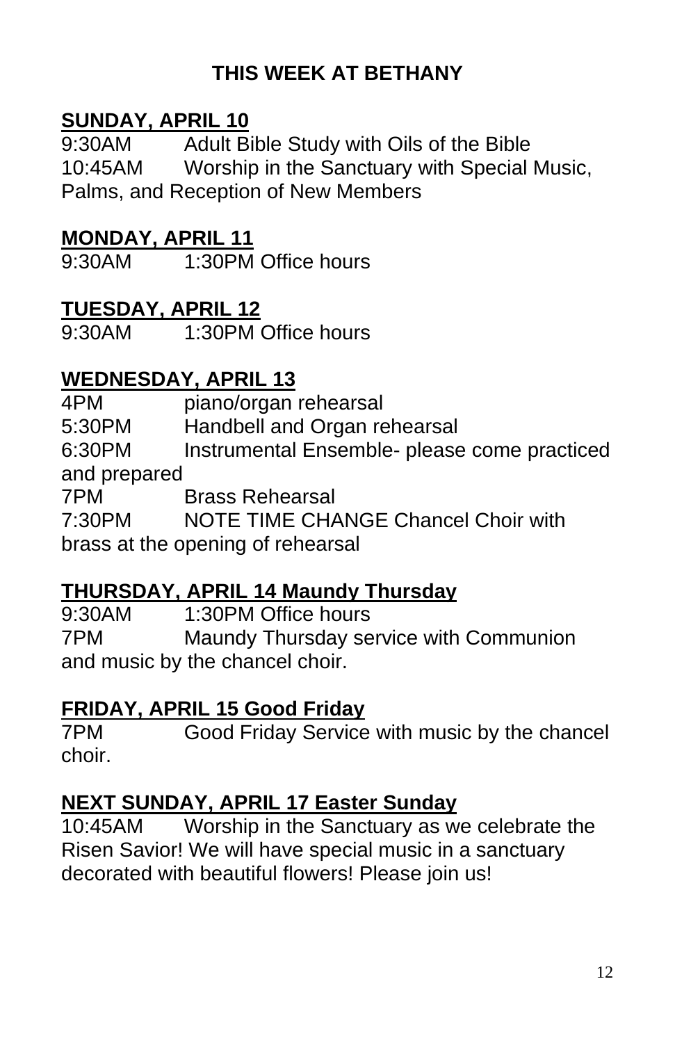# THIS WEEK AT BETHANY

**SUNDAY, APRIL 10**

9:30AM Adult Bible Study with Oils of the Bible
10:45AM Worship in the Sanctuary with Special Music, Palms, and Reception of New Members

**MONDAY, APRIL 11**

9:30AM 1:30PM Office hours

**TUESDAY, APRIL 12**

9:30AM 1:30PM Office hours

**WEDNESDAY, APRIL 13**

4PM piano/organ rehearsal
5:30PM Handbell and Organ rehearsal
6:30PM Instrumental Ensemble- please come practiced and prepared
7PM Brass Rehearsal
7:30PM NOTE TIME CHANGE Chancel Choir with brass at the opening of rehearsal

**THURSDAY, APRIL 14 Maundy Thursday**

9:30AM 1:30PM Office hours
7PM Maundy Thursday service with Communion and music by the chancel choir.

**FRIDAY, APRIL 15 Good Friday**

7PM Good Friday Service with music by the chancel choir.

**NEXT SUNDAY, APRIL 17 Easter Sunday**

10:45AM Worship in the Sanctuary as we celebrate the Risen Savior! We will have special music in a sanctuary decorated with beautiful flowers! Please join us!